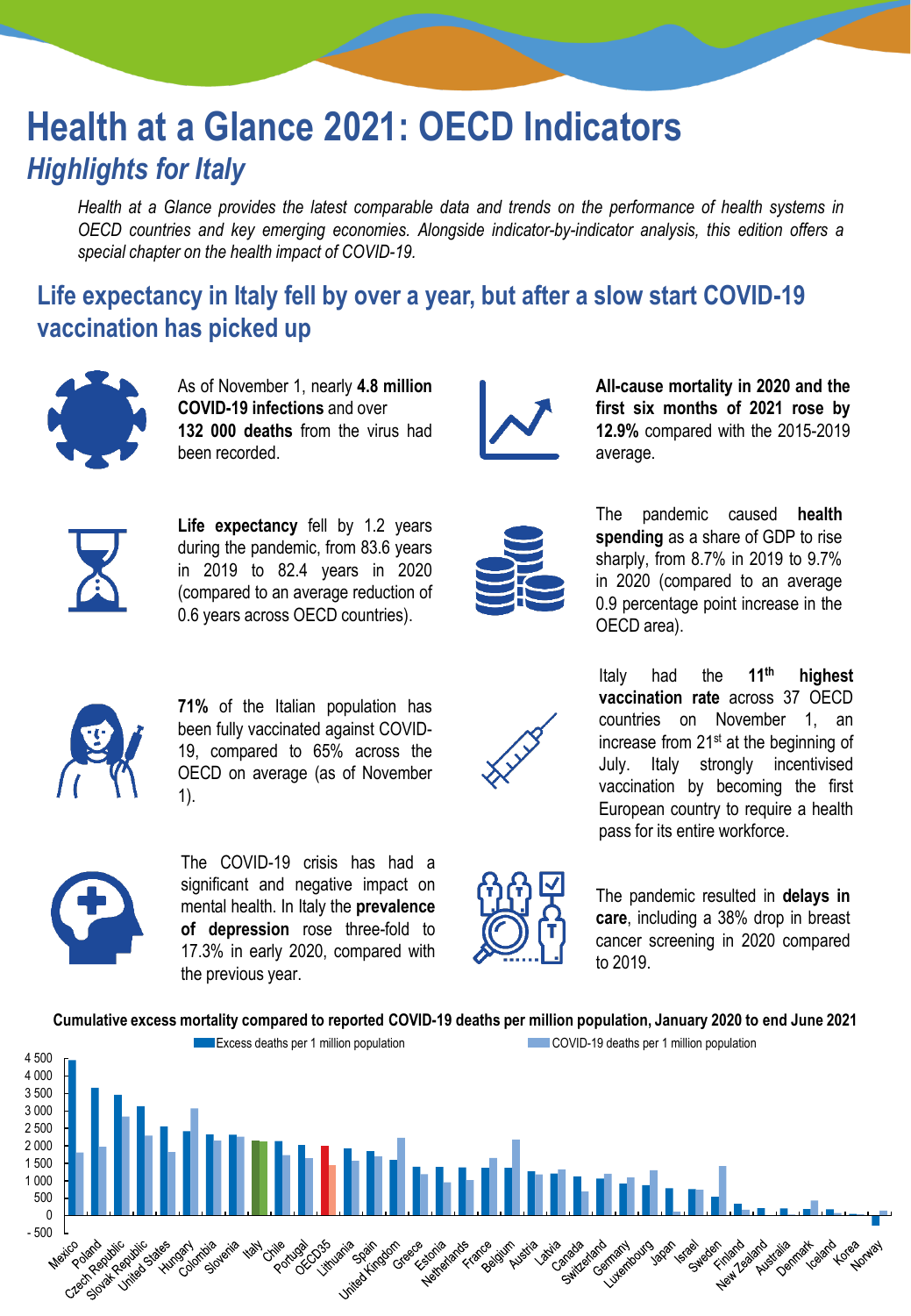# Health at a Glance 2021: OECD Indicators

## *Highlights for Italy*

*Health at a Glance provides the latest comparable data and trends on the performance of health systems in OECD countries and key emerging economies. Alongside indicator-by-indicator analysis, this edition offers a special chapter on the health impact of COVID-19.*

## Life expectancy in Italy fell by over a year, but after a slow start COVID-19 vaccination has picked up

As of November 1, nearly **4.8 million COVID-19 infections** and over **132 000 deaths** from the virus had been recorded.

**All-cause mortality in 2020 and the first six months of 2021 rose by 12.9%** compared with the 2015-2019 average.

**Life expectancy** fell by 1.2 years during the pandemic, from 83.6 years in 2019 to 82.4 years in 2020 (compared to an average reduction of 0.6 years across OECD countries).

The pandemic caused **health spending** as a share of GDP to rise sharply, from 8.7% in 2019 to 9.7% in 2020 (compared to an average 0.9 percentage point increase in the OECD area).

**71%** of the Italian population has been fully vaccinated against COVID-19, compared to 65% across the OECD on average (as of November 1).

Italy had the **11th highest vaccination rate** across 37 OECD countries on November 1, an increase from 21st at the beginning of July. Italy strongly incentivised vaccination by becoming the first European country to require a health pass for its entire workforce.

The COVID-19 crisis has had a significant and negative impact on mental health. In Italy the **prevalence of depression** rose three-fold to 17.3% in early 2020, compared with the previous year.

The pandemic resulted in **delays in care**, including a 38% drop in breast cancer screening in 2020 compared to 2019.

**Cumulative excess mortality compared to reported COVID-19 deaths per million population, January 2020 to end June 2021**

Legend: Excess deaths per 1 million population; COVID-19 deaths per 1 million population

Countries: Mexico, Poland, Czech Republic, Slovak Republic, United States, Hungary, Colombia, Slovenia, Italy, Chile, Portugal, OECD35, Lithuania, Spain, United Kingdom, Greece, Estonia, Netherlands, France, Belgium, Austria, Latvia, Canada, Switzerland, Germany, Luxembourg, Japan, Israel, Sweden, Finland, New Zealand, Australia, Denmark, Iceland, Korea, Norway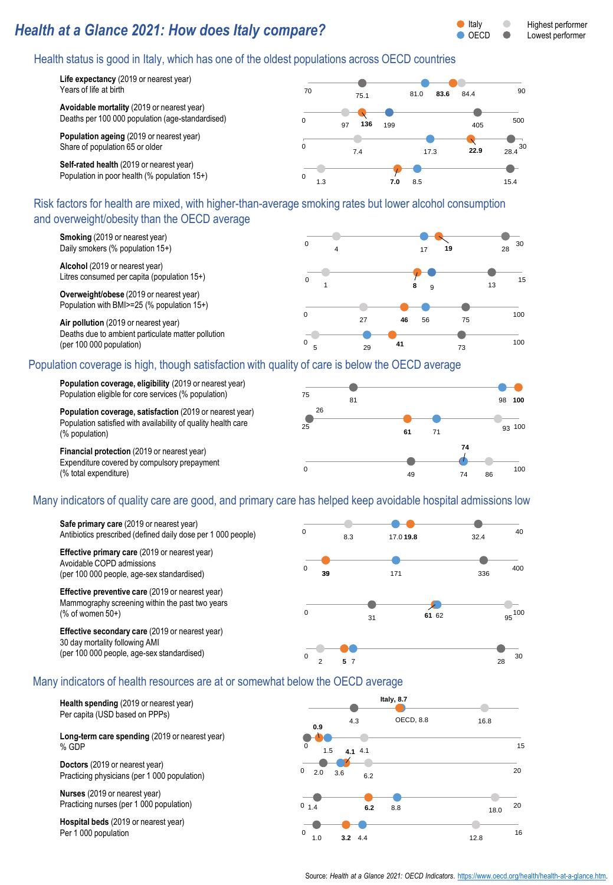# Health at a Glance 2021: How does Italy compare?

Italy
OECD
Highest performer
Lowest performer

## Health status is good in Italy, which has one of the oldest populations across OECD countries

**Life expectancy** (2019 or nearest year)
Years of life at birth

70 75.1 81.0 **83.6** 84.4 90

**Avoidable mortality** (2019 or nearest year)
Deaths per 100 000 population (age-standardised)

0 97 **136** 199 405 500

**Population ageing** (2019 or nearest year)
Share of population 65 or older

0 7.4 17.3 **22.9** 28.4 30

**Self-rated health** (2019 or nearest year)
Population in poor health (% population 15+)

0 1.3 **7.0** 8.5 15.4

## Risk factors for health are mixed, with higher-than-average smoking rates but lower alcohol consumption and overweight/obesity than the OECD average

**Smoking** (2019 or nearest year)
Daily smokers (% population 15+)

0 4 17 **19** 28 30

**Alcohol** (2019 or nearest year)
Litres consumed per capita (population 15+)

0 1 **8** 9 13 15

**Overweight/obese** (2019 or nearest year)
Population with BMI>=25 (% population 15+)

0 27 **46** 56 75 100

**Air pollution** (2019 or nearest year)
Deaths due to ambient particulate matter pollution
(per 100 000 population)

0 5 29 **41** 73 100

## Population coverage is high, though satisfaction with quality of care is below the OECD average

**Population coverage, eligibility** (2019 or nearest year)
Population eligible for core services (% population)

75 81 98 **100**

**Population coverage, satisfaction** (2019 or nearest year)
Population satisfied with availability of quality health care
(% population)

25 26 **61** 71 93 100

**Financial protection** (2019 or nearest year)
Expenditure covered by compulsory prepayment
(% total expenditure)

0 49 **74** 74 86 100

## Many indicators of quality care are good, and primary care has helped keep avoidable hospital admissions low

**Safe primary care** (2019 or nearest year)
Antibiotics prescribed (defined daily dose per 1 000 people)

0 8.3 17.0 **19.8** 32.4 40

**Effective primary care** (2019 or nearest year)
Avoidable COPD admissions
(per 100 000 people, age-sex standardised)

0 **39** 171 336 400

**Effective preventive care** (2019 or nearest year)
Mammography screening within the past two years
(% of women 50+)

0 31 **61** 62 95 100

**Effective secondary care** (2019 or nearest year)
30 day mortality following AMI
(per 100 000 people, age-sex standardised)

0 2 **5** 7 28 30

## Many indicators of health resources are at or somewhat below the OECD average

**Health spending** (2019 or nearest year)
Per capita (USD based on PPPs)

4.3 Italy, 8.7 OECD, 8.8 16.8

**Long-term care spending** (2019 or nearest year)
% GDP

0 **0.9** 1.5 4.1 15

**Doctors** (2019 or nearest year)
Practicing physicians (per 1 000 population)

0 2.0 3.6 **4.1** 6.2 20

**Nurses** (2019 or nearest year)
Practicing nurses (per 1 000 population)

0 1.4 **6.2** 8.8 18.0 20

**Hospital beds** (2019 or nearest year)
Per 1 000 population

0 1.0 **3.2** 4.4 12.8 16

Source: *Health at a Glance 2021: OECD Indicators*. https://www.oecd.org/health/health-at-a-glance.htm.